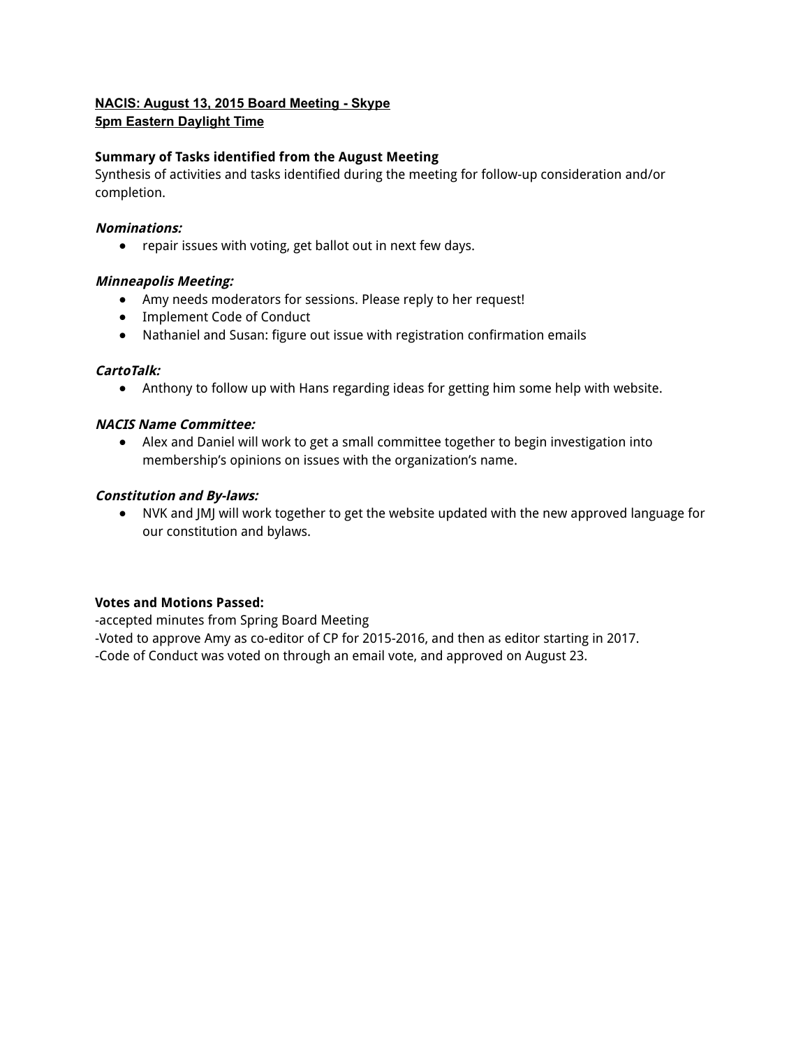**NACIS: August 13, 2015 Board Meeting - Skype**
**5pm Eastern Daylight Time**

**Summary of Tasks identified from the August Meeting**

Synthesis of activities and tasks identified during the meeting for follow-up consideration and/or completion.

***Nominations:***

- repair issues with voting, get ballot out in next few days.

***Minneapolis Meeting:***

- Amy needs moderators for sessions. Please reply to her request!
- Implement Code of Conduct
- Nathaniel and Susan: figure out issue with registration confirmation emails

***CartoTalk:***

- Anthony to follow up with Hans regarding ideas for getting him some help with website.

***NACIS Name Committee:***

- Alex and Daniel will work to get a small committee together to begin investigation into membership's opinions on issues with the organization's name.

***Constitution and By-laws:***

- NVK and JMJ will work together to get the website updated with the new approved language for our constitution and bylaws.

**Votes and Motions Passed:**

-accepted minutes from Spring Board Meeting

-Voted to approve Amy as co-editor of CP for 2015-2016, and then as editor starting in 2017.

-Code of Conduct was voted on through an email vote, and approved on August 23.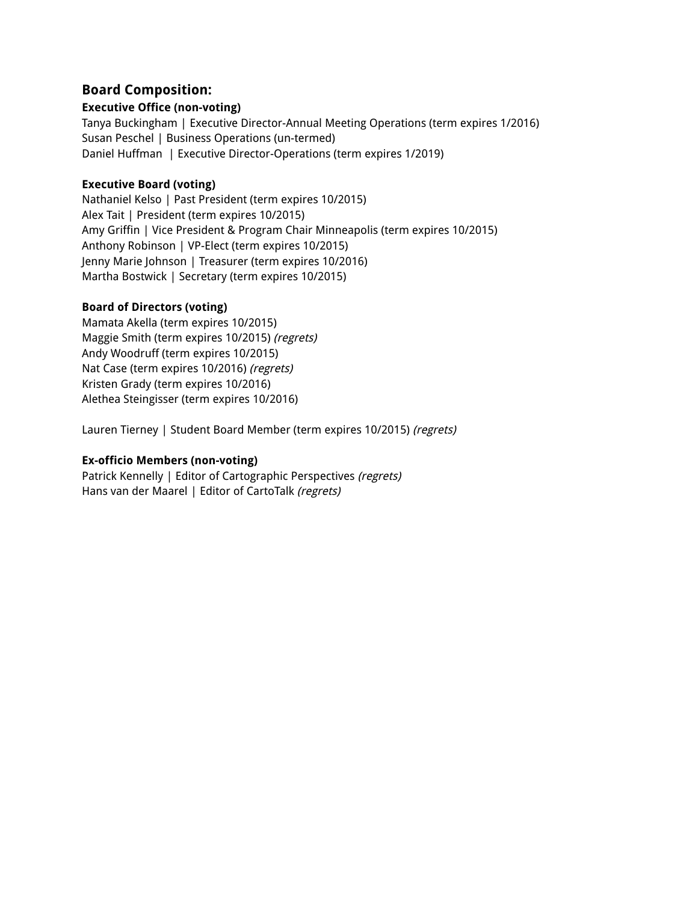## Board Composition:

**Executive Office (non-voting)**
Tanya Buckingham | Executive Director-Annual Meeting Operations (term expires 1/2016)
Susan Peschel | Business Operations (un-termed)
Daniel Huffman | Executive Director-Operations (term expires 1/2019)

**Executive Board (voting)**
Nathaniel Kelso | Past President (term expires 10/2015)
Alex Tait | President (term expires 10/2015)
Amy Griffin | Vice President & Program Chair Minneapolis (term expires 10/2015)
Anthony Robinson | VP-Elect (term expires 10/2015)
Jenny Marie Johnson | Treasurer (term expires 10/2016)
Martha Bostwick | Secretary (term expires 10/2015)

**Board of Directors (voting)**
Mamata Akella (term expires 10/2015)
Maggie Smith (term expires 10/2015) *(regrets)*
Andy Woodruff (term expires 10/2015)
Nat Case (term expires 10/2016) *(regrets)*
Kristen Grady (term expires 10/2016)
Alethea Steingisser (term expires 10/2016)

Lauren Tierney | Student Board Member (term expires 10/2015) *(regrets)*

**Ex-officio Members (non-voting)**
Patrick Kennelly | Editor of Cartographic Perspectives *(regrets)*
Hans van der Maarel | Editor of CartoTalk *(regrets)*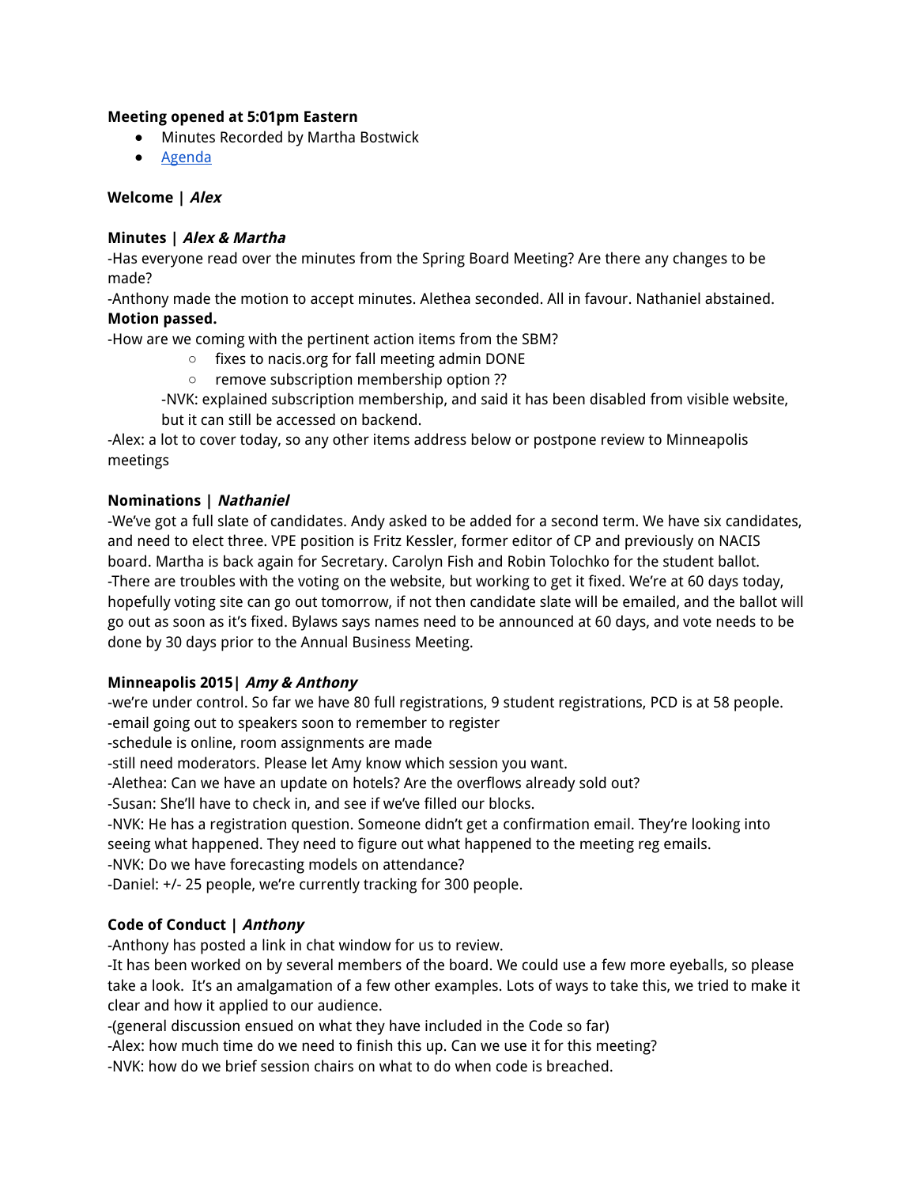**Meeting opened at 5:01pm Eastern**

- Minutes Recorded by Martha Bostwick
- Agenda

**Welcome | *Alex***

**Minutes | *Alex & Martha***

-Has everyone read over the minutes from the Spring Board Meeting? Are there any changes to be made?

-Anthony made the motion to accept minutes. Alethea seconded. All in favour. Nathaniel abstained.

**Motion passed.**

-How are we coming with the pertinent action items from the SBM?

- fixes to nacis.org for fall meeting admin DONE
- remove subscription membership option ??

-NVK: explained subscription membership, and said it has been disabled from visible website, but it can still be accessed on backend.

-Alex: a lot to cover today, so any other items address below or postpone review to Minneapolis meetings

**Nominations | *Nathaniel***

-We've got a full slate of candidates. Andy asked to be added for a second term. We have six candidates, and need to elect three. VPE position is Fritz Kessler, former editor of CP and previously on NACIS board. Martha is back again for Secretary. Carolyn Fish and Robin Tolochko for the student ballot.

-There are troubles with the voting on the website, but working to get it fixed. We're at 60 days today, hopefully voting site can go out tomorrow, if not then candidate slate will be emailed, and the ballot will go out as soon as it's fixed. Bylaws says names need to be announced at 60 days, and vote needs to be done by 30 days prior to the Annual Business Meeting.

**Minneapolis 2015| *Amy & Anthony***

-we're under control. So far we have 80 full registrations, 9 student registrations, PCD is at 58 people.

-email going out to speakers soon to remember to register

-schedule is online, room assignments are made

-still need moderators. Please let Amy know which session you want.

-Alethea: Can we have an update on hotels? Are the overflows already sold out?

-Susan: She'll have to check in, and see if we've filled our blocks.

-NVK: He has a registration question. Someone didn't get a confirmation email. They're looking into seeing what happened. They need to figure out what happened to the meeting reg emails.

-NVK: Do we have forecasting models on attendance?

-Daniel: +/- 25 people, we're currently tracking for 300 people.

**Code of Conduct | *Anthony***

-Anthony has posted a link in chat window for us to review.

-It has been worked on by several members of the board. We could use a few more eyeballs, so please take a look. It's an amalgamation of a few other examples. Lots of ways to take this, we tried to make it clear and how it applied to our audience.

-(general discussion ensued on what they have included in the Code so far)

-Alex: how much time do we need to finish this up. Can we use it for this meeting?

-NVK: how do we brief session chairs on what to do when code is breached.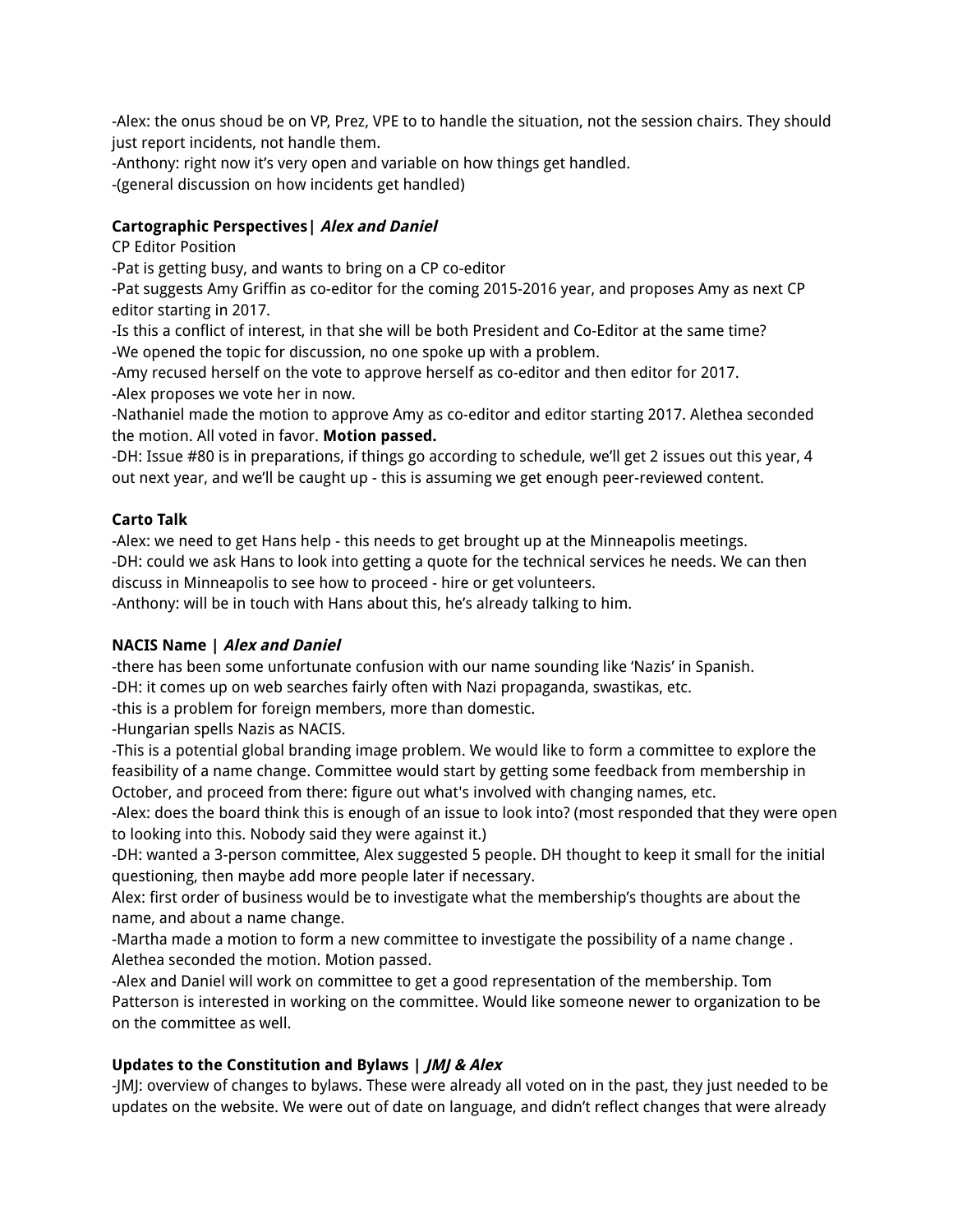-Alex: the onus shoud be on VP, Prez, VPE to to handle the situation, not the session chairs. They should just report incidents, not handle them.
-Anthony: right now it's very open and variable on how things get handled.
-(general discussion on how incidents get handled)

**Cartographic Perspectives|** ***Alex and Daniel***
CP Editor Position
-Pat is getting busy, and wants to bring on a CP co-editor
-Pat suggests Amy Griffin as co-editor for the coming 2015-2016 year, and proposes Amy as next CP editor starting in 2017.
-Is this a conflict of interest, in that she will be both President and Co-Editor at the same time?
-We opened the topic for discussion, no one spoke up with a problem.
-Amy recused herself on the vote to approve herself as co-editor and then editor for 2017.
-Alex proposes we vote her in now.
-Nathaniel made the motion to approve Amy as co-editor and editor starting 2017. Alethea seconded the motion. All voted in favor. **Motion passed.**
-DH: Issue #80 is in preparations, if things go according to schedule, we'll get 2 issues out this year, 4 out next year, and we'll be caught up - this is assuming we get enough peer-reviewed content.

**Carto Talk**
-Alex: we need to get Hans help - this needs to get brought up at the Minneapolis meetings.
-DH: could we ask Hans to look into getting a quote for the technical services he needs. We can then discuss in Minneapolis to see how to proceed - hire or get volunteers.
-Anthony: will be in touch with Hans about this, he's already talking to him.

**NACIS Name |** ***Alex and Daniel***
-there has been some unfortunate confusion with our name sounding like 'Nazis' in Spanish.
-DH: it comes up on web searches fairly often with Nazi propaganda, swastikas, etc.
-this is a problem for foreign members, more than domestic.
-Hungarian spells Nazis as NACIS.
-This is a potential global branding image problem. We would like to form a committee to explore the feasibility of a name change. Committee would start by getting some feedback from membership in October, and proceed from there: figure out what's involved with changing names, etc.
-Alex: does the board think this is enough of an issue to look into? (most responded that they were open to looking into this. Nobody said they were against it.)
-DH: wanted a 3-person committee, Alex suggested 5 people. DH thought to keep it small for the initial questioning, then maybe add more people later if necessary.
Alex: first order of business would be to investigate what the membership's thoughts are about the name, and about a name change.
-Martha made a motion to form a new committee to investigate the possibility of a name change . Alethea seconded the motion. Motion passed.
-Alex and Daniel will work on committee to get a good representation of the membership. Tom Patterson is interested in working on the committee. Would like someone newer to organization to be on the committee as well.

**Updates to the Constitution and Bylaws |** ***JMJ & Alex***
-JMJ: overview of changes to bylaws. These were already all voted on in the past, they just needed to be updates on the website. We were out of date on language, and didn't reflect changes that were already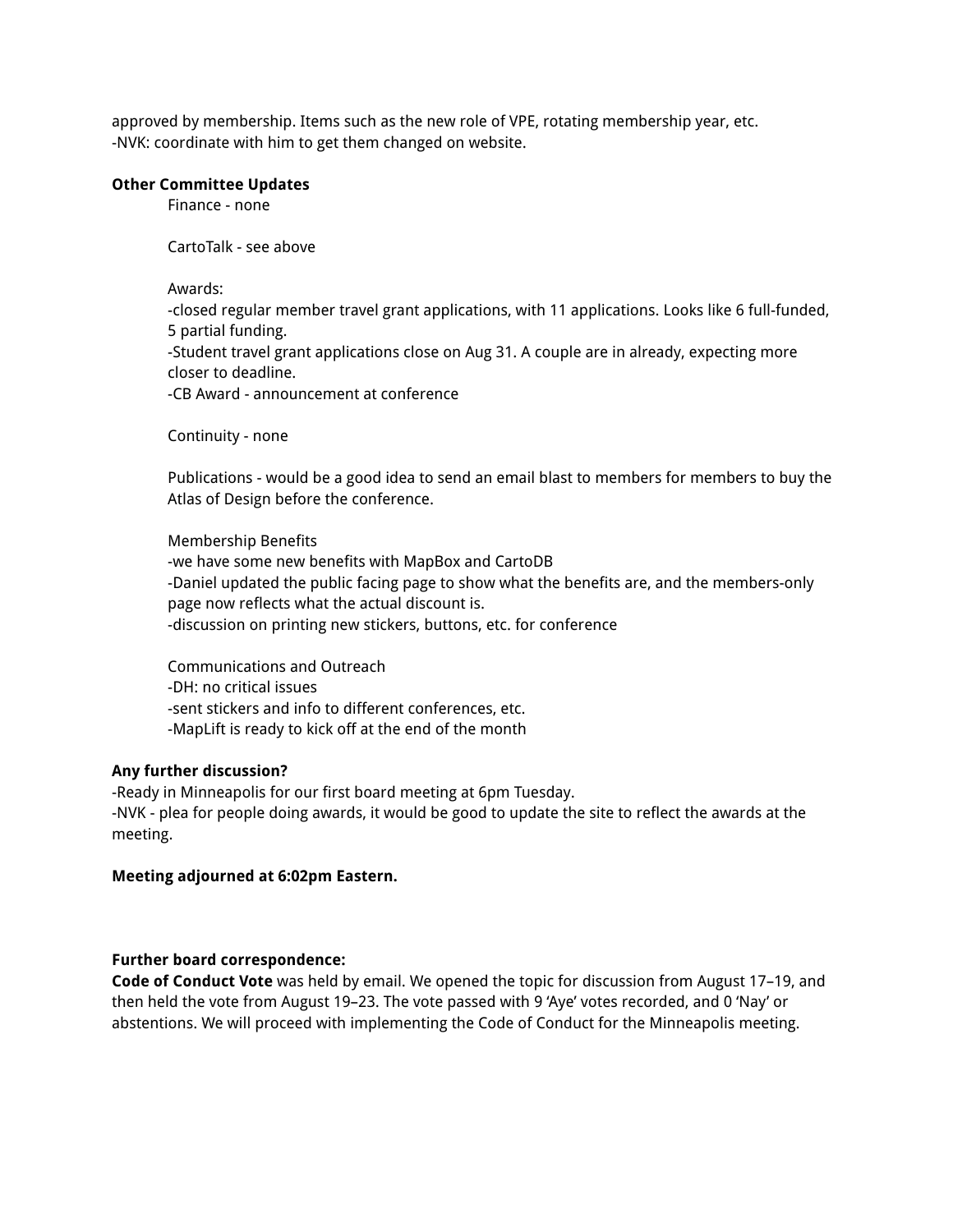approved by membership. Items such as the new role of VPE, rotating membership year, etc.
-NVK: coordinate with him to get them changed on website.

**Other Committee Updates**

Finance - none

CartoTalk - see above

Awards:
-closed regular member travel grant applications, with 11 applications. Looks like 6 full-funded, 5 partial funding.
-Student travel grant applications close on Aug 31. A couple are in already, expecting more closer to deadline.
-CB Award - announcement at conference

Continuity - none

Publications - would be a good idea to send an email blast to members for members to buy the Atlas of Design before the conference.

Membership Benefits
-we have some new benefits with MapBox and CartoDB
-Daniel updated the public facing page to show what the benefits are, and the members-only page now reflects what the actual discount is.
-discussion on printing new stickers, buttons, etc. for conference

Communications and Outreach
-DH: no critical issues
-sent stickers and info to different conferences, etc.
-MapLift is ready to kick off at the end of the month

**Any further discussion?**
-Ready in Minneapolis for our first board meeting at 6pm Tuesday.
-NVK - plea for people doing awards, it would be good to update the site to reflect the awards at the meeting.

**Meeting adjourned at 6:02pm Eastern.**

**Further board correspondence:**
**Code of Conduct Vote** was held by email. We opened the topic for discussion from August 17–19, and then held the vote from August 19–23. The vote passed with 9 'Aye' votes recorded, and 0 'Nay' or abstentions. We will proceed with implementing the Code of Conduct for the Minneapolis meeting.